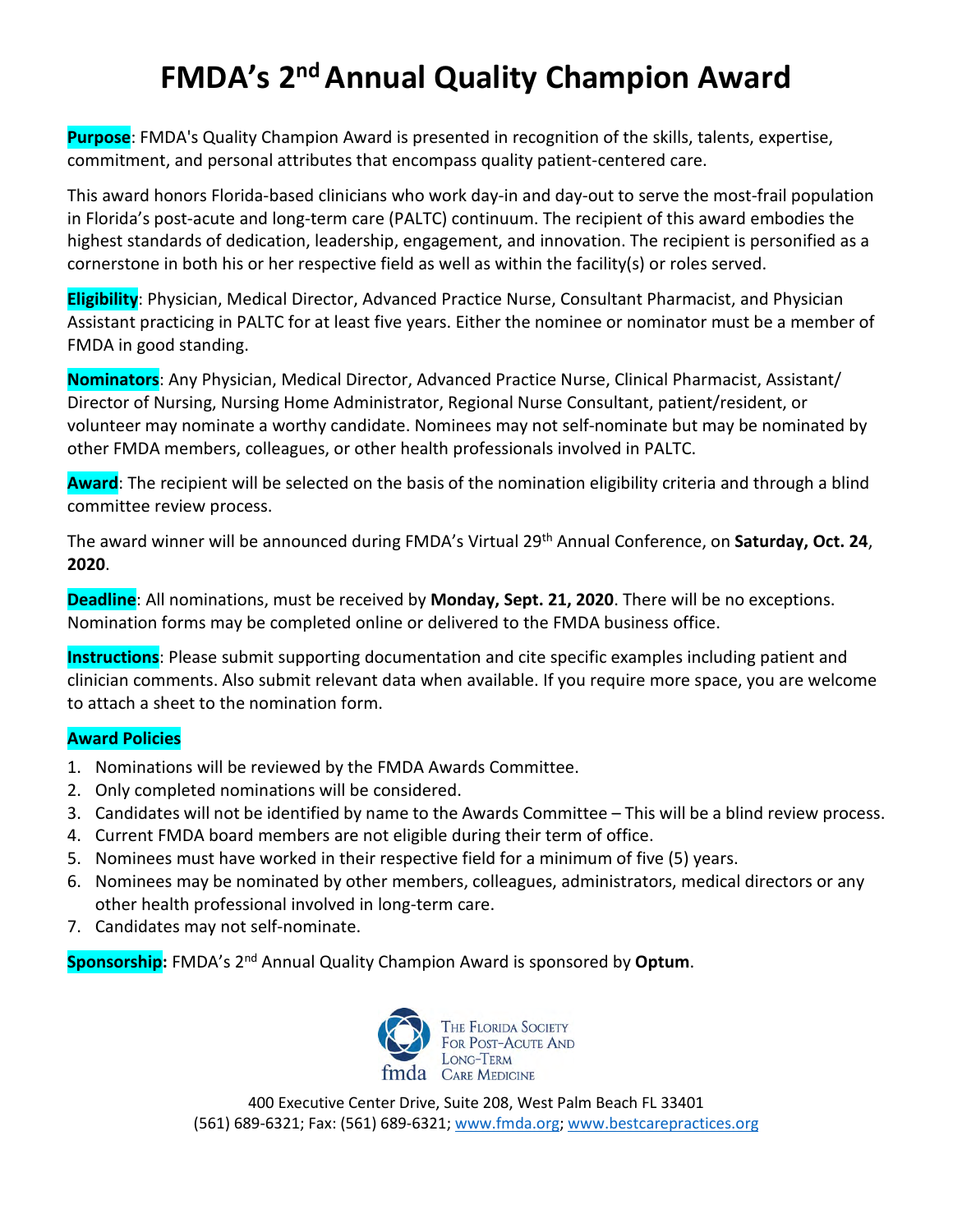# FMDA's 2nd Annual Quality Champion Award

**Purpose**: FMDA's Quality Champion Award is presented in recognition of the skills, talents, expertise, commitment, and personal attributes that encompass quality patient-centered care.

This award honors Florida-based clinicians who work day-in and day-out to serve the most-frail population in Florida's post-acute and long-term care (PALTC) continuum. The recipient of this award embodies the highest standards of dedication, leadership, engagement, and innovation. The recipient is personified as a cornerstone in both his or her respective field as well as within the facility(s) or roles served.

**Eligibility**: Physician, Medical Director, Advanced Practice Nurse, Consultant Pharmacist, and Physician Assistant practicing in PALTC for at least five years. Either the nominee or nominator must be a member of FMDA in good standing.

**Nominators**: Any Physician, Medical Director, Advanced Practice Nurse, Clinical Pharmacist, Assistant/ Director of Nursing, Nursing Home Administrator, Regional Nurse Consultant, patient/resident, or volunteer may nominate a worthy candidate. Nominees may not self-nominate but may be nominated by other FMDA members, colleagues, or other health professionals involved in PALTC.

**Award**: The recipient will be selected on the basis of the nomination eligibility criteria and through a blind committee review process.

The award winner will be announced during FMDA's Virtual 29th Annual Conference, on **Saturday, Oct. 24**, **2020**.

**Deadline**: All nominations, must be received by **Monday, Sept. 21, 2020**. There will be no exceptions. Nomination forms may be completed online or delivered to the FMDA business office.

**Instructions**: Please submit supporting documentation and cite specific examples including patient and clinician comments. Also submit relevant data when available. If you require more space, you are welcome to attach a sheet to the nomination form.

**Award Policies**

1. Nominations will be reviewed by the FMDA Awards Committee.
2. Only completed nominations will be considered.
3. Candidates will not be identified by name to the Awards Committee – This will be a blind review process.
4. Current FMDA board members are not eligible during their term of office.
5. Nominees must have worked in their respective field for a minimum of five (5) years.
6. Nominees may be nominated by other members, colleagues, administrators, medical directors or any other health professional involved in long-term care.
7. Candidates may not self-nominate.

**Sponsorship:** FMDA's 2nd Annual Quality Champion Award is sponsored by **Optum**.

fmda The Florida Society For Post-Acute And Long-Term Care Medicine

400 Executive Center Drive, Suite 208, West Palm Beach FL 33401
(561) 689-6321; Fax: (561) 689-6321; www.fmda.org; www.bestcarepractices.org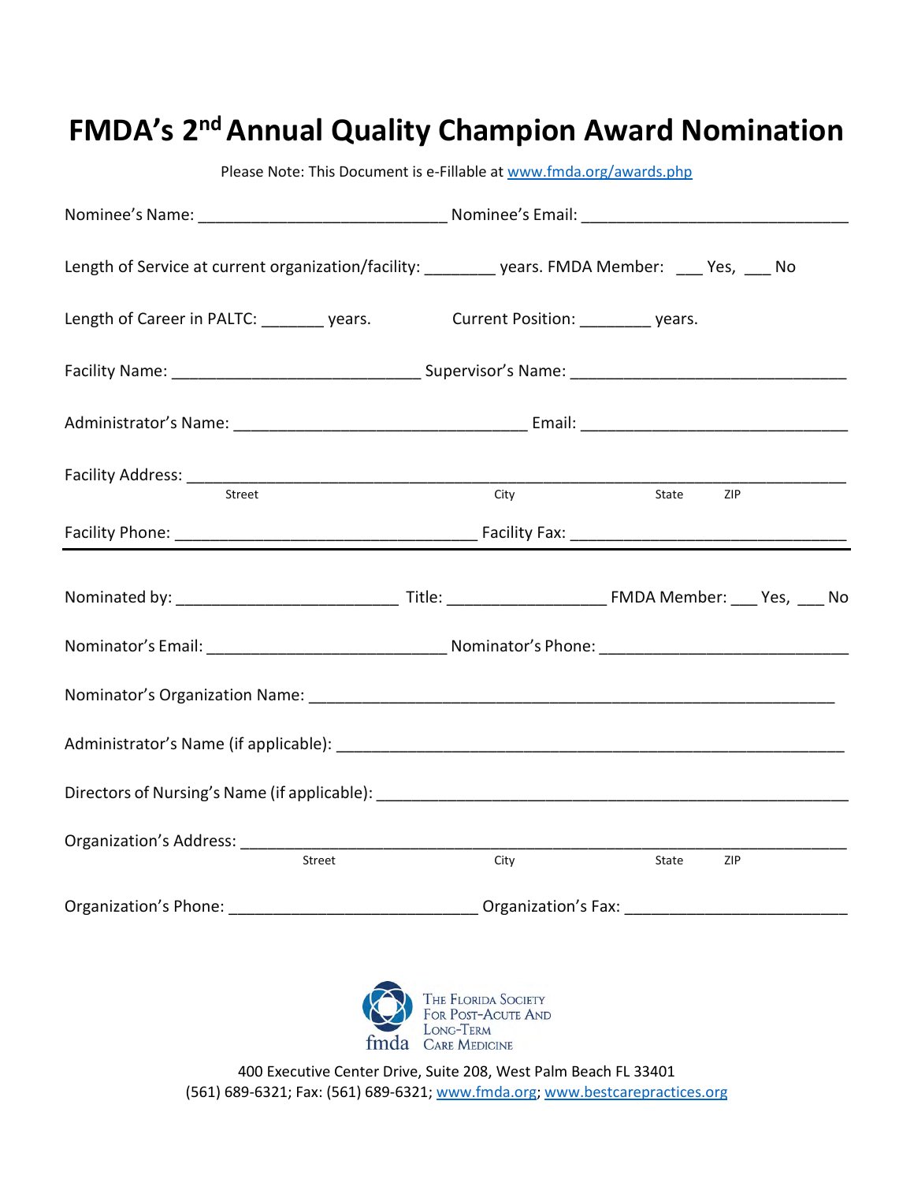# FMDA's 2nd Annual Quality Champion Award Nomination

Please Note: This Document is e-Fillable at www.fmda.org/awards.php

Nominee's Name: ____________________________ Nominee's Email: ______________________________

Length of Service at current organization/facility: ________ years. FMDA Member: ___ Yes, ___ No

Length of Career in PALTC: _______ years. Current Position: ________ years.

Facility Name: ____________________________ Supervisor's Name: ______________________________

Administrator's Name: _________________________________ Email: ______________________________

Facility Address: ______________________________________________________________________

Street City State ZIP

Facility Phone: __________________________________ Facility Fax: ______________________________

---

Nominated by: _________________________ Title: _________________ FMDA Member: ___ Yes, ___ No

Nominator's Email: ___________________________ Nominator's Phone: ___________________________

Nominator's Organization Name: ____________________________________________________________

Administrator's Name (if applicable): _________________________________________________________

Directors of Nursing's Name (if applicable): ____________________________________________________

Organization's Address: _________________________________________________________________

Street City State ZIP

Organization's Phone: ___________________________ Organization's Fax: _________________________

The Florida Society For Post-Acute And Long-Term Care Medicine

fmda

400 Executive Center Drive, Suite 208, West Palm Beach FL 33401
(561) 689-6321; Fax: (561) 689-6321; www.fmda.org; www.bestcarepractices.org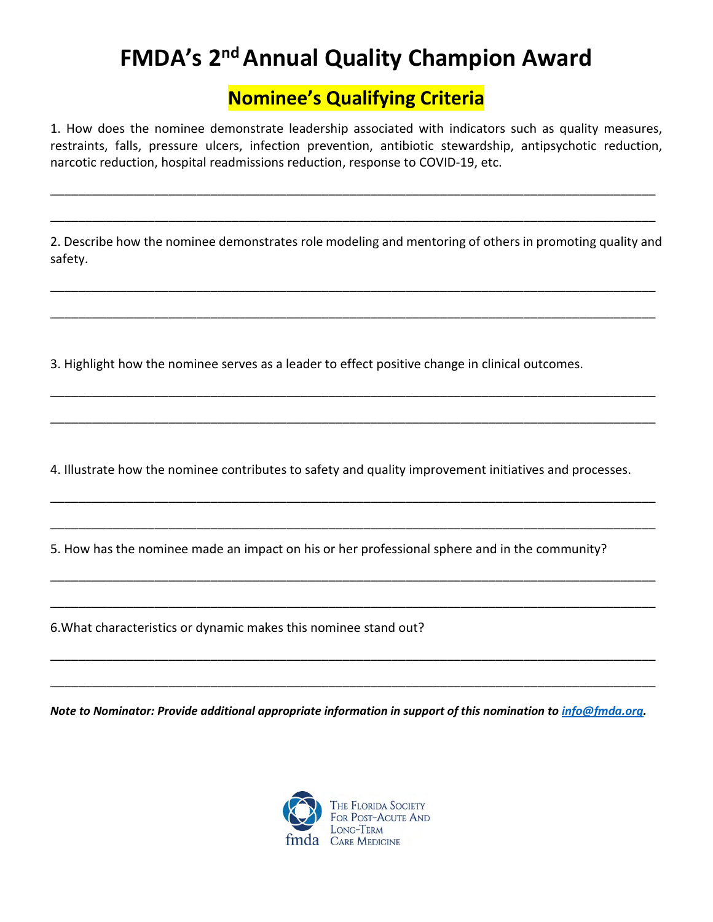# FMDA's 2nd Annual Quality Champion Award

## Nominee's Qualifying Criteria

1. How does the nominee demonstrate leadership associated with indicators such as quality measures, restraints, falls, pressure ulcers, infection prevention, antibiotic stewardship, antipsychotic reduction, narcotic reduction, hospital readmissions reduction, response to COVID-19, etc.

_______________________________________________________________________________

_______________________________________________________________________________

2. Describe how the nominee demonstrates role modeling and mentoring of others in promoting quality and safety.

_______________________________________________________________________________

_______________________________________________________________________________

3. Highlight how the nominee serves as a leader to effect positive change in clinical outcomes.

_______________________________________________________________________________

_______________________________________________________________________________

4. Illustrate how the nominee contributes to safety and quality improvement initiatives and processes.

_______________________________________________________________________________

_______________________________________________________________________________

5. How has the nominee made an impact on his or her professional sphere and in the community?

_______________________________________________________________________________

_______________________________________________________________________________

6.What characteristics or dynamic makes this nominee stand out?

_______________________________________________________________________________

_______________________________________________________________________________

***Note to Nominator: Provide additional appropriate information in support of this nomination to [info@fmda.org](mailto:info@fmda.org).***

fmda The Florida Society For Post-Acute And Long-Term Care Medicine